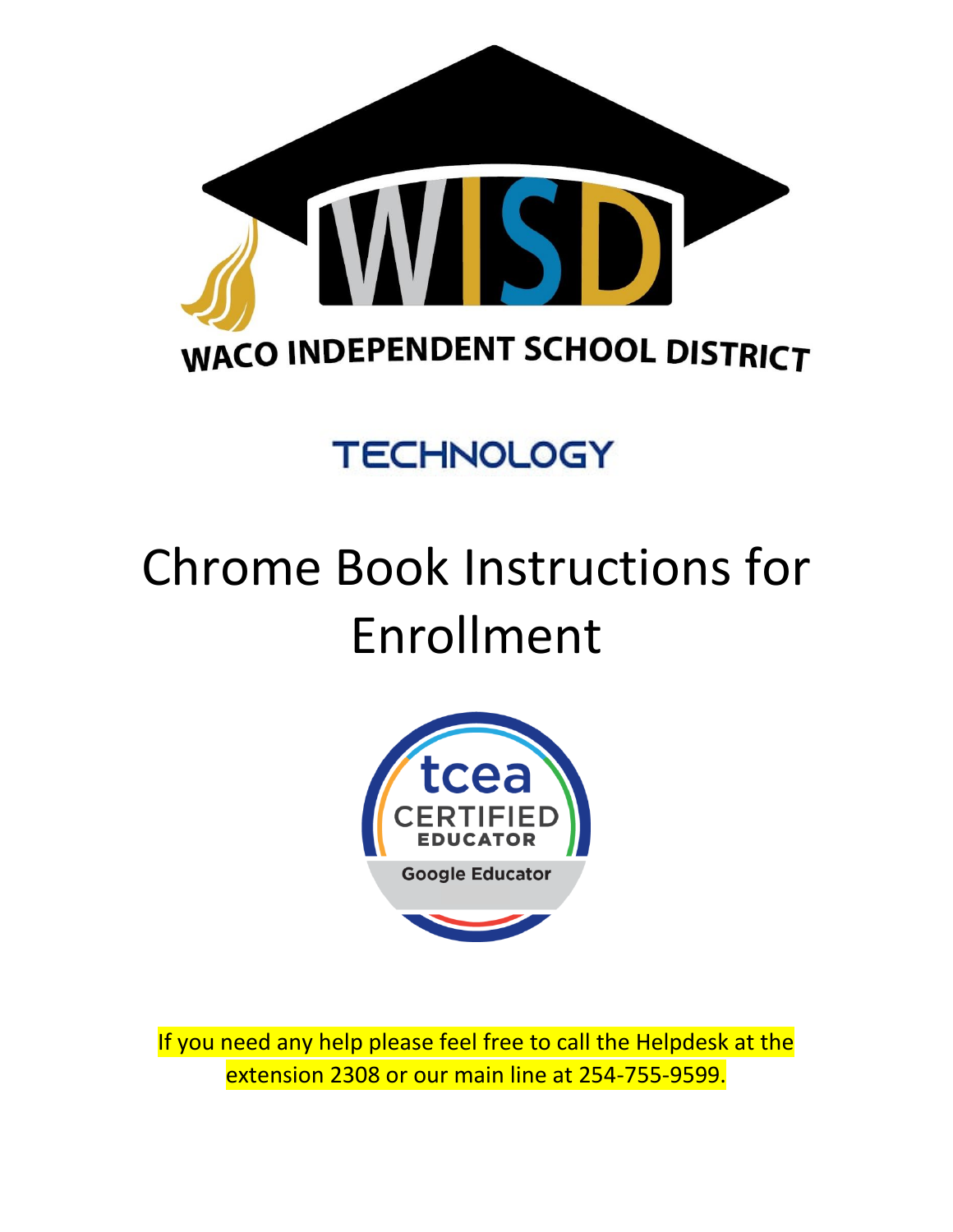WACO INDEPENDENT SCHOOL DISTRICT

TECHNOLOGY

# Chrome Book Instructions for Enrollment

If you need any help please feel free to call the Helpdesk at the extension 2308 or our main line at 254-755-9599.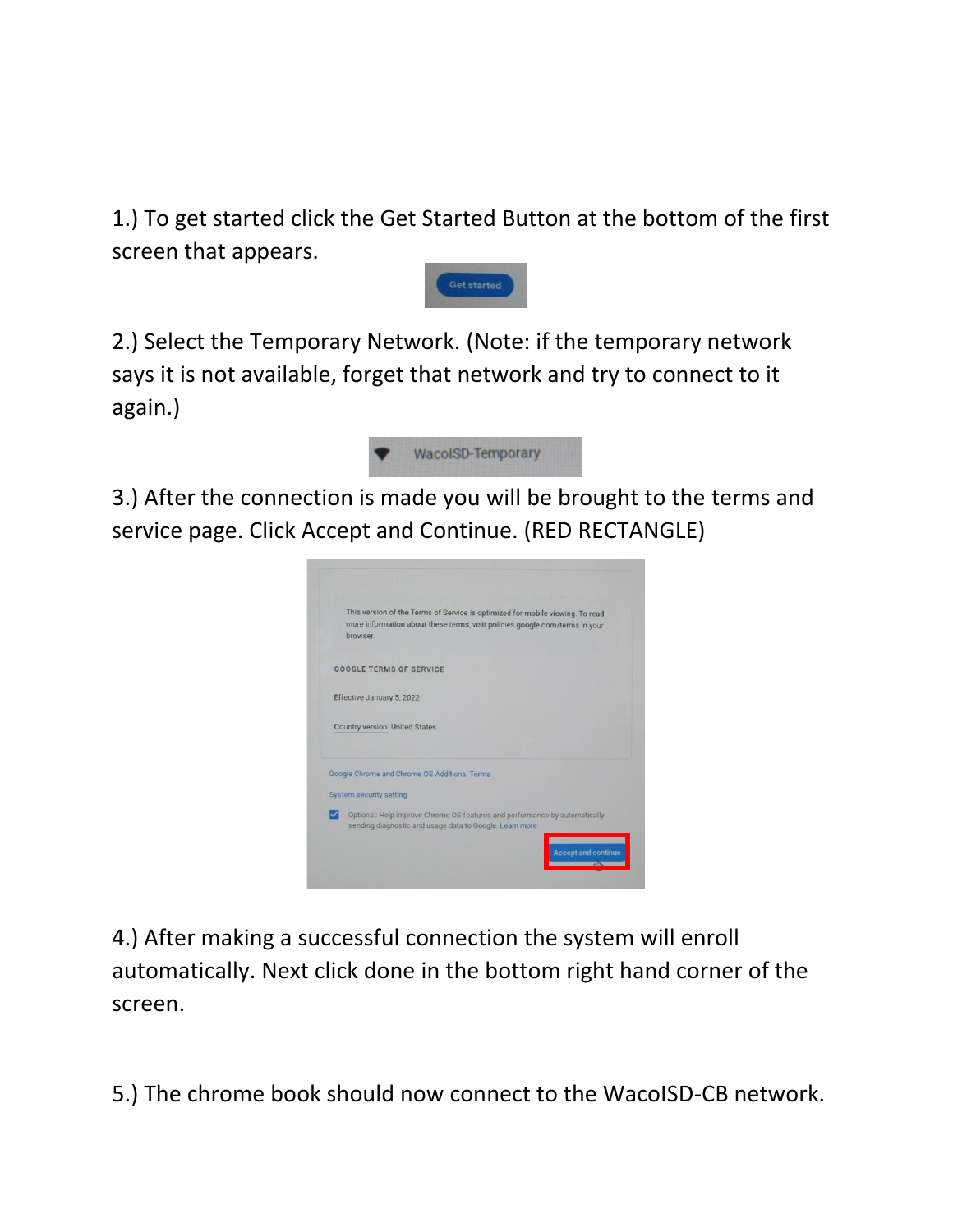1.) To get started click the Get Started Button at the bottom of the first screen that appears.

2.) Select the Temporary Network. (Note: if the temporary network says it is not available, forget that network and try to connect to it again.)

3.) After the connection is made you will be brought to the terms and service page. Click Accept and Continue. (RED RECTANGLE)

4.) After making a successful connection the system will enroll automatically. Next click done in the bottom right hand corner of the screen.

5.) The chrome book should now connect to the WacoISD-CB network.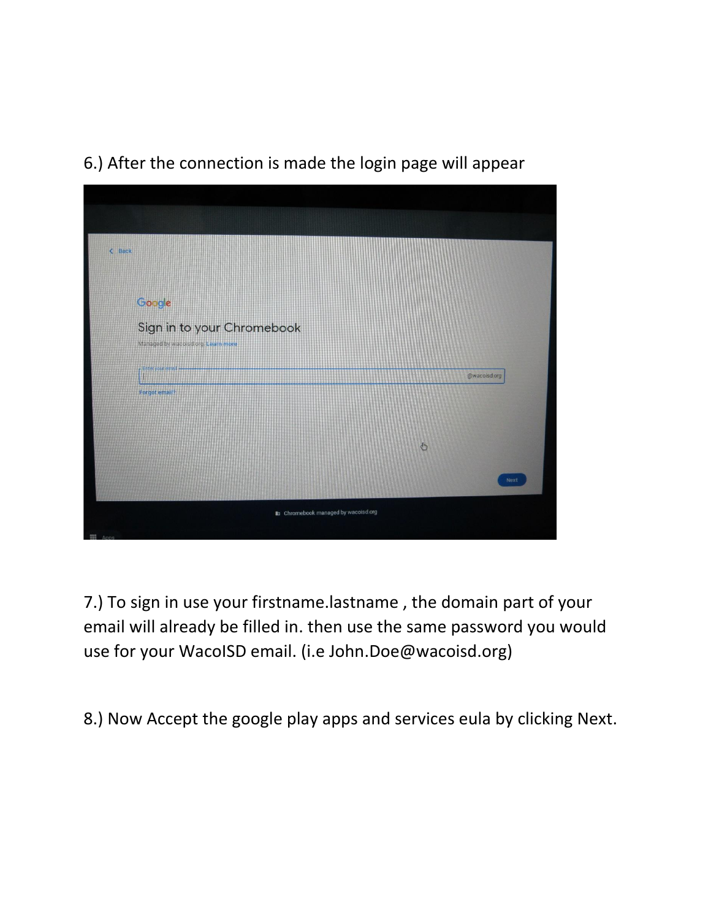6.) After the connection is made the login page will appear

7.) To sign in use your firstname.lastname , the domain part of your email will already be filled in. then use the same password you would use for your WacoISD email. (i.e John.Doe@wacoisd.org)

8.) Now Accept the google play apps and services eula by clicking Next.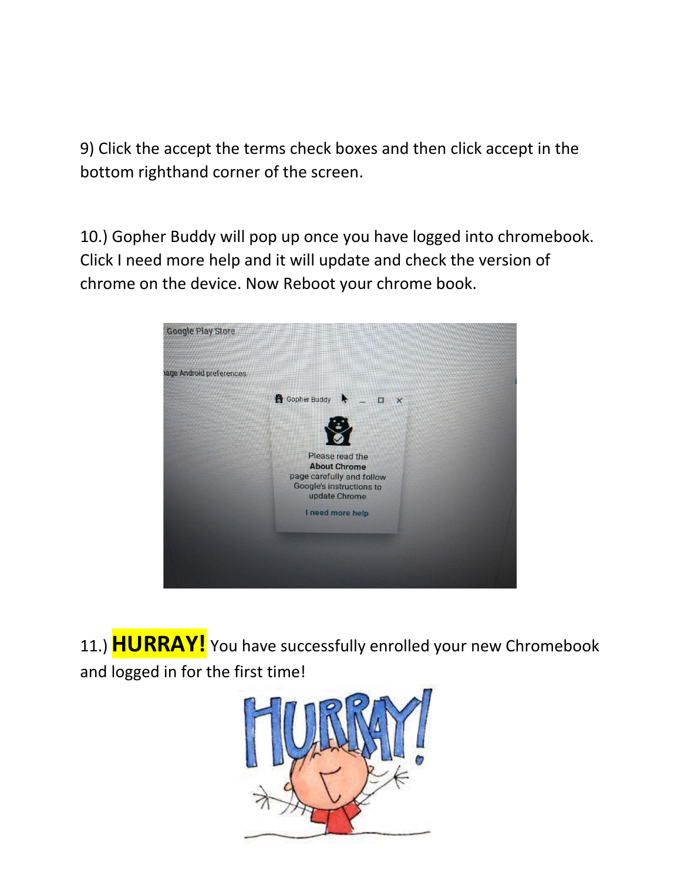9) Click the accept the terms check boxes and then click accept in the bottom righthand corner of the screen.

10.) Gopher Buddy will pop up once you have logged into chromebook. Click I need more help and it will update and check the version of chrome on the device. Now Reboot your chrome book.

11.) **HURRAY!** You have successfully enrolled your new Chromebook and logged in for the first time!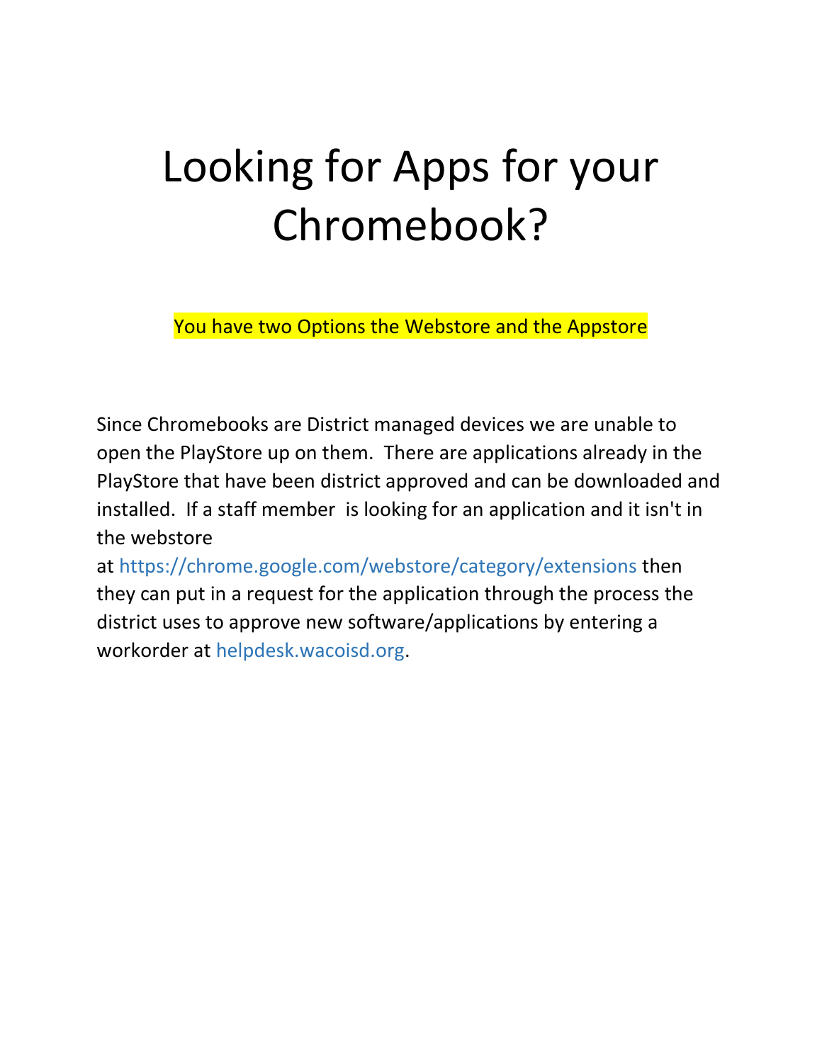# Looking for Apps for your Chromebook?

You have two Options the Webstore and the Appstore

Since Chromebooks are District managed devices we are unable to open the PlayStore up on them. There are applications already in the PlayStore that have been district approved and can be downloaded and installed. If a staff member is looking for an application and it isn't in the webstore at https://chrome.google.com/webstore/category/extensions then they can put in a request for the application through the process the district uses to approve new software/applications by entering a workorder at helpdesk.wacoisd.org.